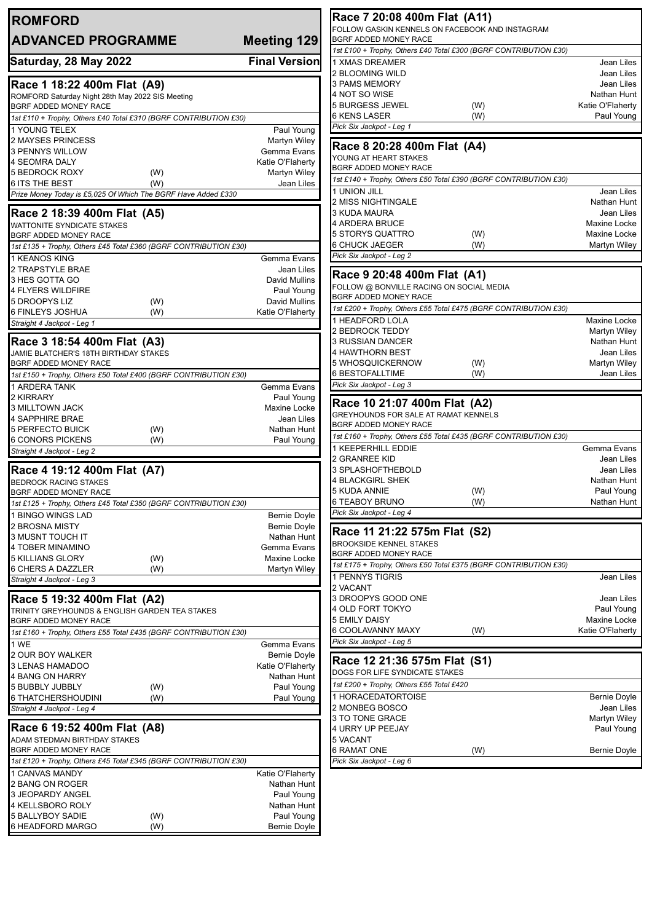# ROMFORD

## ADVANCED PROGRAMME — Meeting 129

**Saturday, 28 May 2022** — **Final Version**

### Race 1 18:22 400m Flat (A9)

ROMFORD Saturday Night 28th May 2022 SIS Meeting
BGRF ADDED MONEY RACE

*1st £110 + Trophy, Others £40 Total £310 (BGRF CONTRIBUTION £30)*

| Trap | Greyhound | | Trainer |
|---|---|---|---|
| 1 | YOUNG TELEX | | Paul Young |
| 2 | MAYSES PRINCESS | | Martyn Wiley |
| 3 | PENNYS WILLOW | | Gemma Evans |
| 4 | SEOMRA DALY | | Katie O'Flaherty |
| 5 | BEDROCK ROXY | (W) | Martyn Wiley |
| 6 | ITS THE BEST | (W) | Jean Liles |

*Prize Money Today is £5,025 Of Which The BGRF Have Added £330*

### Race 2 18:39 400m Flat (A5)

WATTONITE SYNDICATE STAKES
BGRF ADDED MONEY RACE

*1st £135 + Trophy, Others £45 Total £360 (BGRF CONTRIBUTION £30)*

| Trap | Greyhound | | Trainer |
|---|---|---|---|
| 1 | KEANOS KING | | Gemma Evans |
| 2 | TRAPSTYLE BRAE | | Jean Liles |
| 3 | HES GOTTA GO | | David Mullins |
| 4 | FLYERS WILDFIRE | | Paul Young |
| 5 | DROOPYS LIZ | (W) | David Mullins |
| 6 | FINLEYS JOSHUA | (W) | Katie O'Flaherty |

*Straight 4 Jackpot - Leg 1*

### Race 3 18:54 400m Flat (A3)

JAMIE BLATCHER'S 18TH BIRTHDAY STAKES
BGRF ADDED MONEY RACE

*1st £150 + Trophy, Others £50 Total £400 (BGRF CONTRIBUTION £30)*

| Trap | Greyhound | | Trainer |
|---|---|---|---|
| 1 | ARDERA TANK | | Gemma Evans |
| 2 | KIRRARY | | Paul Young |
| 3 | MILLTOWN JACK | | Maxine Locke |
| 4 | SAPPHIRE BRAE | | Jean Liles |
| 5 | PERFECTO BUICK | (W) | Nathan Hunt |
| 6 | CONORS PICKENS | (W) | Paul Young |

*Straight 4 Jackpot - Leg 2*

### Race 4 19:12 400m Flat (A7)

BEDROCK RACING STAKES
BGRF ADDED MONEY RACE

*1st £125 + Trophy, Others £45 Total £350 (BGRF CONTRIBUTION £30)*

| Trap | Greyhound | | Trainer |
|---|---|---|---|
| 1 | BINGO WINGS LAD | | Bernie Doyle |
| 2 | BROSNA MISTY | | Bernie Doyle |
| 3 | MUSNT TOUCH IT | | Nathan Hunt |
| 4 | TOBER MINAMINO | | Gemma Evans |
| 5 | KILLIANS GLORY | (W) | Maxine Locke |
| 6 | CHERS A DAZZLER | (W) | Martyn Wiley |

*Straight 4 Jackpot - Leg 3*

### Race 5 19:32 400m Flat (A2)

TRINITY GREYHOUNDS & ENGLISH GARDEN TEA STAKES
BGRF ADDED MONEY RACE

*1st £160 + Trophy, Others £55 Total £435 (BGRF CONTRIBUTION £30)*

| Trap | Greyhound | | Trainer |
|---|---|---|---|
| 1 | WE | | Gemma Evans |
| 2 | OUR BOY WALKER | | Bernie Doyle |
| 3 | LENAS HAMADOO | | Katie O'Flaherty |
| 4 | BANG ON HARRY | | Nathan Hunt |
| 5 | BUBBLY JUBBLY | (W) | Paul Young |
| 6 | THATCHERSHOUDINI | (W) | Paul Young |

*Straight 4 Jackpot - Leg 4*

### Race 6 19:52 400m Flat (A8)

ADAM STEDMAN BIRTHDAY STAKES
BGRF ADDED MONEY RACE

*1st £120 + Trophy, Others £45 Total £345 (BGRF CONTRIBUTION £30)*

| Trap | Greyhound | | Trainer |
|---|---|---|---|
| 1 | CANVAS MANDY | | Katie O'Flaherty |
| 2 | BANG ON ROGER | | Nathan Hunt |
| 3 | JEOPARDY ANGEL | | Paul Young |
| 4 | KELLSBORO ROLY | | Nathan Hunt |
| 5 | BALLYBOY SADIE | (W) | Paul Young |
| 6 | HEADFORD MARGO | (W) | Bernie Doyle |

### Race 7 20:08 400m Flat (A11)

FOLLOW GASKIN KENNELS ON FACEBOOK AND INSTAGRAM
BGRF ADDED MONEY RACE

*1st £100 + Trophy, Others £40 Total £300 (BGRF CONTRIBUTION £30)*

| Trap | Greyhound | | Trainer |
|---|---|---|---|
| 1 | XMAS DREAMER | | Jean Liles |
| 2 | BLOOMING WILD | | Jean Liles |
| 3 | PAMS MEMORY | | Jean Liles |
| 4 | NOT SO WISE | | Nathan Hunt |
| 5 | BURGESS JEWEL | (W) | Katie O'Flaherty |
| 6 | KENS LASER | (W) | Paul Young |

*Pick Six Jackpot - Leg 1*

### Race 8 20:28 400m Flat (A4)

YOUNG AT HEART STAKES
BGRF ADDED MONEY RACE

*1st £140 + Trophy, Others £50 Total £390 (BGRF CONTRIBUTION £30)*

| Trap | Greyhound | | Trainer |
|---|---|---|---|
| 1 | UNION JILL | | Jean Liles |
| 2 | MISS NIGHTINGALE | | Nathan Hunt |
| 3 | KUDA MAURA | | Jean Liles |
| 4 | ARDERA BRUCE | | Maxine Locke |
| 5 | STORYS QUATTRO | (W) | Maxine Locke |
| 6 | CHUCK JAEGER | (W) | Martyn Wiley |

*Pick Six Jackpot - Leg 2*

### Race 9 20:48 400m Flat (A1)

FOLLOW @ BONVILLE RACING ON SOCIAL MEDIA
BGRF ADDED MONEY RACE

*1st £200 + Trophy, Others £55 Total £475 (BGRF CONTRIBUTION £30)*

| Trap | Greyhound | | Trainer |
|---|---|---|---|
| 1 | HEADFORD LOLA | | Maxine Locke |
| 2 | BEDROCK TEDDY | | Martyn Wiley |
| 3 | RUSSIAN DANCER | | Nathan Hunt |
| 4 | HAWTHORN BEST | | Jean Liles |
| 5 | WHOSQUICKERNOW | (W) | Martyn Wiley |
| 6 | BESTOFALLTIME | (W) | Jean Liles |

*Pick Six Jackpot - Leg 3*

### Race 10 21:07 400m Flat (A2)

GREYHOUNDS FOR SALE AT RAMAT KENNELS
BGRF ADDED MONEY RACE

*1st £160 + Trophy, Others £55 Total £435 (BGRF CONTRIBUTION £30)*

| Trap | Greyhound | | Trainer |
|---|---|---|---|
| 1 | KEEPERHILL EDDIE | | Gemma Evans |
| 2 | GRANREE KID | | Jean Liles |
| 3 | SPLASHOFTHEBOLD | | Jean Liles |
| 4 | BLACKGIRL SHEK | | Nathan Hunt |
| 5 | KUDA ANNIE | (W) | Paul Young |
| 6 | TEABOY BRUNO | (W) | Nathan Hunt |

*Pick Six Jackpot - Leg 4*

### Race 11 21:22 575m Flat (S2)

BROOKSIDE KENNEL STAKES
BGRF ADDED MONEY RACE

*1st £175 + Trophy, Others £50 Total £375 (BGRF CONTRIBUTION £30)*

| Trap | Greyhound | | Trainer |
|---|---|---|---|
| 1 | PENNYS TIGRIS | | Jean Liles |
| 2 | VACANT | | |
| 3 | DROOPYS GOOD ONE | | Jean Liles |
| 4 | OLD FORT TOKYO | | Paul Young |
| 5 | EMILY DAISY | | Maxine Locke |
| 6 | COOLAVANNY MAXY | (W) | Katie O'Flaherty |

*Pick Six Jackpot - Leg 5*

### Race 12 21:36 575m Flat (S1)

DOGS FOR LIFE SYNDICATE STAKES

*1st £200 + Trophy, Others £55 Total £420*

| Trap | Greyhound | | Trainer |
|---|---|---|---|
| 1 | HORACEDATORTOISE | | Bernie Doyle |
| 2 | MONBEG BOSCO | | Jean Liles |
| 3 | TO TONE GRACE | | Martyn Wiley |
| 4 | URRY UP PEEJAY | | Paul Young |
| 5 | VACANT | | |
| 6 | RAMAT ONE | (W) | Bernie Doyle |

*Pick Six Jackpot - Leg 6*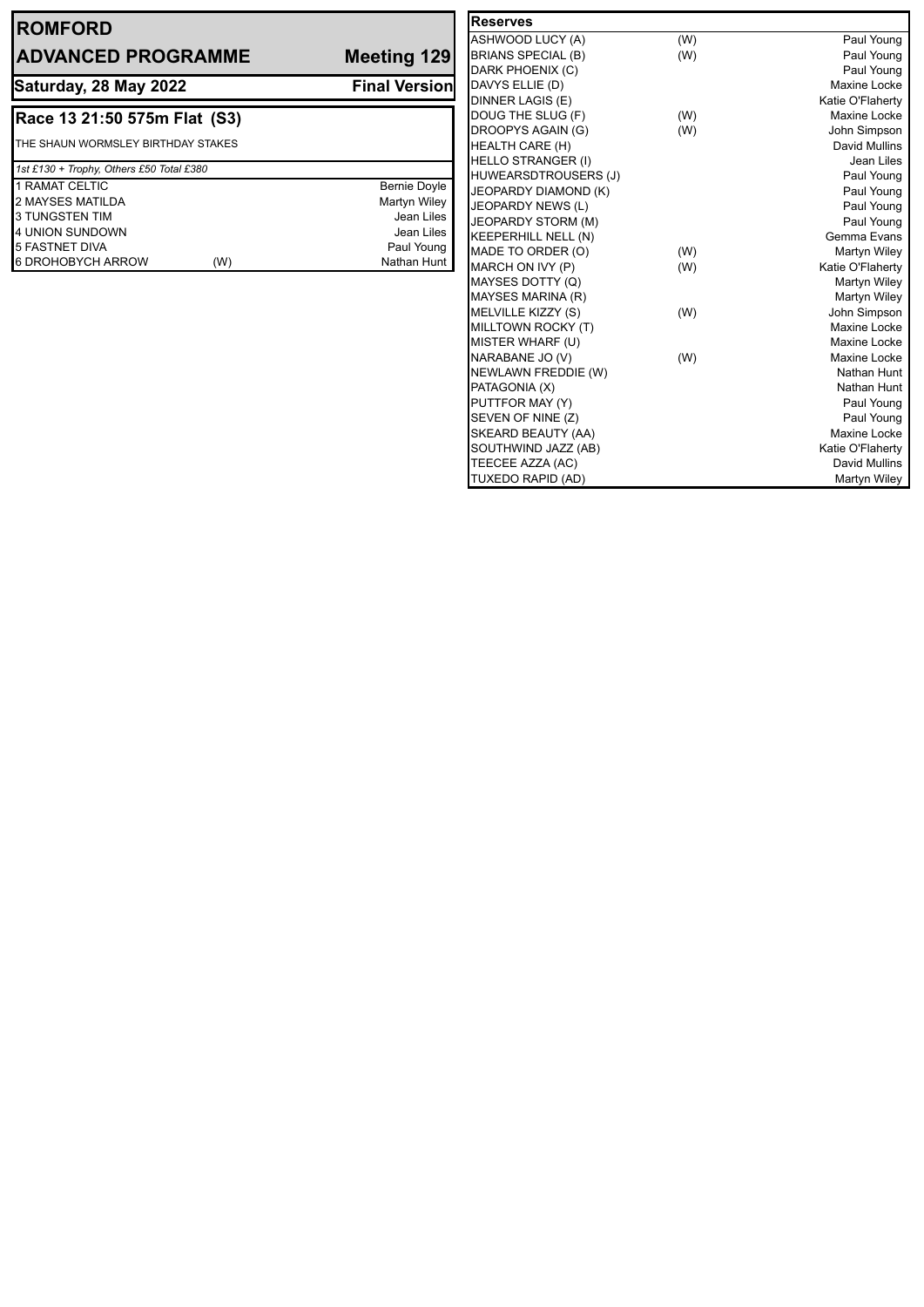# ROMFORD

## ADVANCED PROGRAMME — Meeting 129

**Saturday, 28 May 2022** — **Final Version**

### Race 13 21:50 575m Flat (S3)

THE SHAUN WORMSLEY BIRTHDAY STAKES

*1st £130 + Trophy, Others £50 Total £380*

| | | |
|---|---|---|
| 1 RAMAT CELTIC | | Bernie Doyle |
| 2 MAYSES MATILDA | | Martyn Wiley |
| 3 TUNGSTEN TIM | | Jean Liles |
| 4 UNION SUNDOWN | | Jean Liles |
| 5 FASTNET DIVA | | Paul Young |
| 6 DROHOBYCH ARROW | (W) | Nathan Hunt |

### Reserves

| | | |
|---|---|---|
| ASHWOOD LUCY (A) | (W) | Paul Young |
| BRIANS SPECIAL (B) | (W) | Paul Young |
| DARK PHOENIX (C) | | Paul Young |
| DAVYS ELLIE (D) | | Maxine Locke |
| DINNER LAGIS (E) | | Katie O'Flaherty |
| DOUG THE SLUG (F) | (W) | Maxine Locke |
| DROOPYS AGAIN (G) | (W) | John Simpson |
| HEALTH CARE (H) | | David Mullins |
| HELLO STRANGER (I) | | Jean Liles |
| HUWEARSDTROUSERS (J) | | Paul Young |
| JEOPARDY DIAMOND (K) | | Paul Young |
| JEOPARDY NEWS (L) | | Paul Young |
| JEOPARDY STORM (M) | | Paul Young |
| KEEPERHILL NELL (N) | | Gemma Evans |
| MADE TO ORDER (O) | (W) | Martyn Wiley |
| MARCH ON IVY (P) | (W) | Katie O'Flaherty |
| MAYSES DOTTY (Q) | | Martyn Wiley |
| MAYSES MARINA (R) | | Martyn Wiley |
| MELVILLE KIZZY (S) | (W) | John Simpson |
| MILLTOWN ROCKY (T) | | Maxine Locke |
| MISTER WHARF (U) | | Maxine Locke |
| NARABANE JO (V) | (W) | Maxine Locke |
| NEWLAWN FREDDIE (W) | | Nathan Hunt |
| PATAGONIA (X) | | Nathan Hunt |
| PUTTFOR MAY (Y) | | Paul Young |
| SEVEN OF NINE (Z) | | Paul Young |
| SKEARD BEAUTY (AA) | | Maxine Locke |
| SOUTHWIND JAZZ (AB) | | Katie O'Flaherty |
| TEECEE AZZA (AC) | | David Mullins |
| TUXEDO RAPID (AD) | | Martyn Wiley |